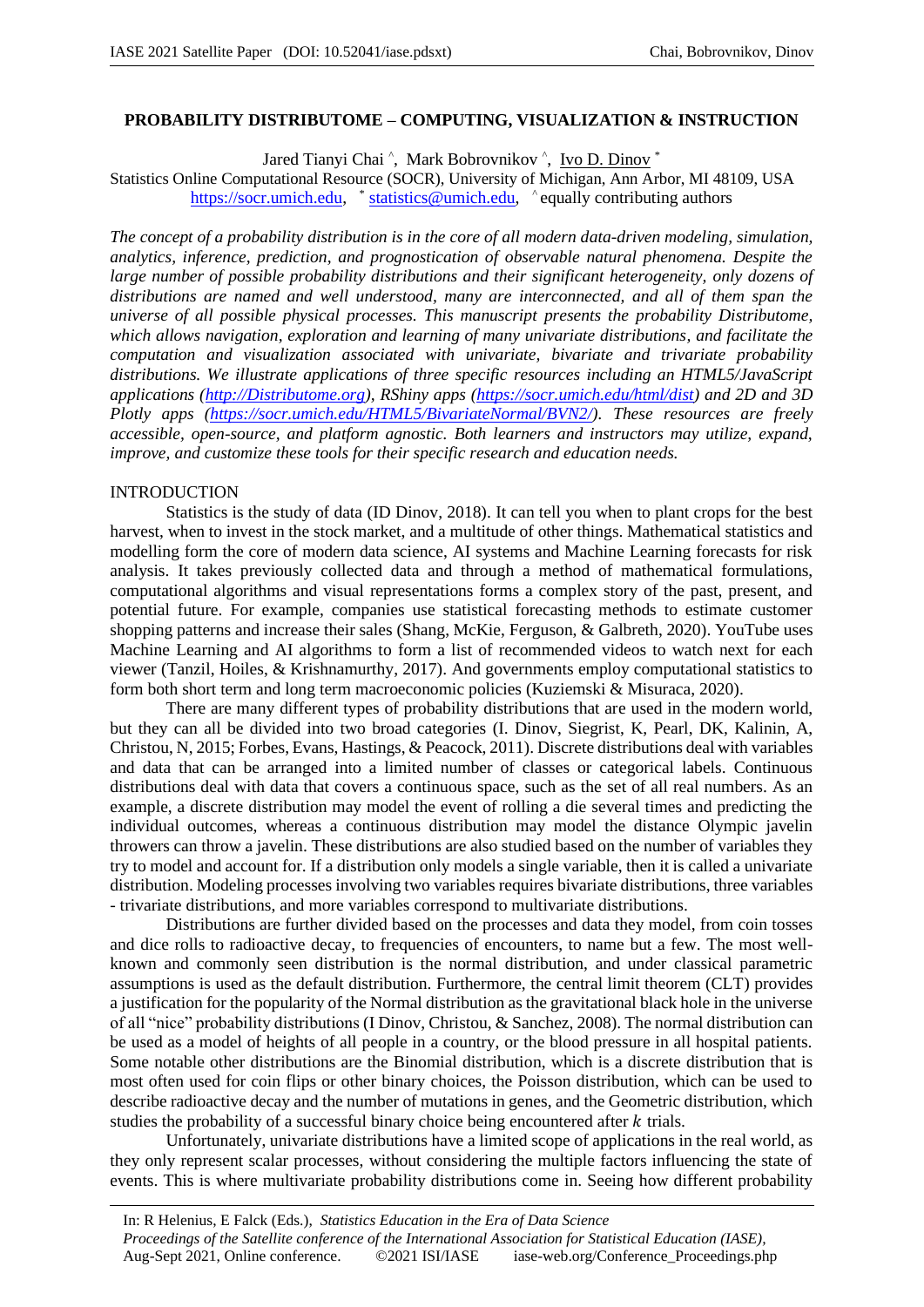## PROBABILITY DISTRIBUTOME – COMPUTING, VISUALIZATION & INSTRUCTION

Jared Tianyi Chai [^], Mark Bobrovnikov [^], Ivo D. Dinov [*]
Statistics Online Computational Resource (SOCR), University of Michigan, Ann Arbor, MI 48109, USA
https://socr.umich.edu, [*] statistics@umich.edu, [^] equally contributing authors

*The concept of a probability distribution is in the core of all modern data-driven modeling, simulation, analytics, inference, prediction, and prognostication of observable natural phenomena. Despite the large number of possible probability distributions and their significant heterogeneity, only dozens of distributions are named and well understood, many are interconnected, and all of them span the universe of all possible physical processes. This manuscript presents the probability Distributome, which allows navigation, exploration and learning of many univariate distributions, and facilitate the computation and visualization associated with univariate, bivariate and trivariate probability distributions. We illustrate applications of three specific resources including an HTML5/JavaScript applications (http://Distributome.org), RShiny apps (https://socr.umich.edu/html/dist) and 2D and 3D Plotly apps (https://socr.umich.edu/HTML5/BivariateNormal/BVN2/). These resources are freely accessible, open-source, and platform agnostic. Both learners and instructors may utilize, expand, improve, and customize these tools for their specific research and education needs.*

### INTRODUCTION

Statistics is the study of data (ID Dinov, 2018). It can tell you when to plant crops for the best harvest, when to invest in the stock market, and a multitude of other things. Mathematical statistics and modelling form the core of modern data science, AI systems and Machine Learning forecasts for risk analysis. It takes previously collected data and through a method of mathematical formulations, computational algorithms and visual representations forms a complex story of the past, present, and potential future. For example, companies use statistical forecasting methods to estimate customer shopping patterns and increase their sales (Shang, McKie, Ferguson, & Galbreth, 2020). YouTube uses Machine Learning and AI algorithms to form a list of recommended videos to watch next for each viewer (Tanzil, Hoiles, & Krishnamurthy, 2017). And governments employ computational statistics to form both short term and long term macroeconomic policies (Kuziemski & Misuraca, 2020).

There are many different types of probability distributions that are used in the modern world, but they can all be divided into two broad categories (I. Dinov, Siegrist, K, Pearl, DK, Kalinin, A, Christou, N, 2015; Forbes, Evans, Hastings, & Peacock, 2011). Discrete distributions deal with variables and data that can be arranged into a limited number of classes or categorical labels. Continuous distributions deal with data that covers a continuous space, such as the set of all real numbers. As an example, a discrete distribution may model the event of rolling a die several times and predicting the individual outcomes, whereas a continuous distribution may model the distance Olympic javelin throwers can throw a javelin. These distributions are also studied based on the number of variables they try to model and account for. If a distribution only models a single variable, then it is called a univariate distribution. Modeling processes involving two variables requires bivariate distributions, three variables - trivariate distributions, and more variables correspond to multivariate distributions.

Distributions are further divided based on the processes and data they model, from coin tosses and dice rolls to radioactive decay, to frequencies of encounters, to name but a few. The most well-known and commonly seen distribution is the normal distribution, and under classical parametric assumptions is used as the default distribution. Furthermore, the central limit theorem (CLT) provides a justification for the popularity of the Normal distribution as the gravitational black hole in the universe of all "nice" probability distributions (I Dinov, Christou, & Sanchez, 2008). The normal distribution can be used as a model of heights of all people in a country, or the blood pressure in all hospital patients. Some notable other distributions are the Binomial distribution, which is a discrete distribution that is most often used for coin flips or other binary choices, the Poisson distribution, which can be used to describe radioactive decay and the number of mutations in genes, and the Geometric distribution, which studies the probability of a successful binary choice being encountered after $k$ trials.

Unfortunately, univariate distributions have a limited scope of applications in the real world, as they only represent scalar processes, without considering the multiple factors influencing the state of events. This is where multivariate probability distributions come in. Seeing how different probability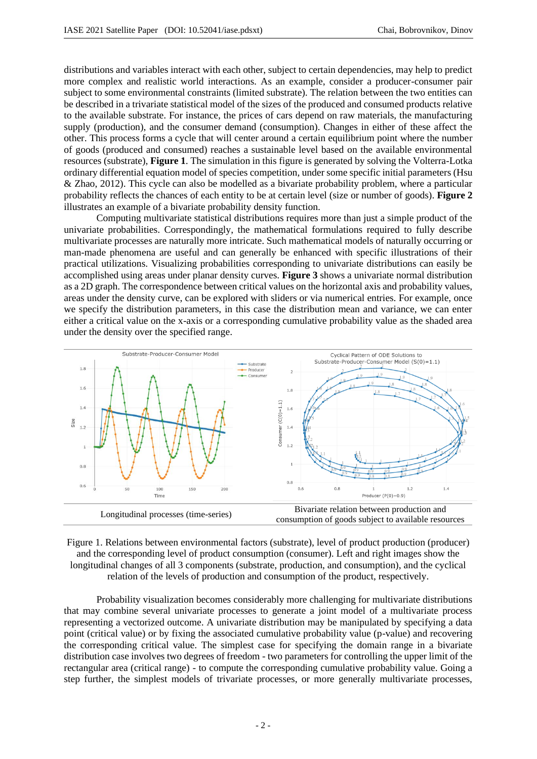distributions and variables interact with each other, subject to certain dependencies, may help to predict more complex and realistic world interactions. As an example, consider a producer-consumer pair subject to some environmental constraints (limited substrate). The relation between the two entities can be described in a trivariate statistical model of the sizes of the produced and consumed products relative to the available substrate. For instance, the prices of cars depend on raw materials, the manufacturing supply (production), and the consumer demand (consumption). Changes in either of these affect the other. This process forms a cycle that will center around a certain equilibrium point where the number of goods (produced and consumed) reaches a sustainable level based on the available environmental resources (substrate), **Figure 1**. The simulation in this figure is generated by solving the Volterra-Lotka ordinary differential equation model of species competition, under some specific initial parameters (Hsu & Zhao, 2012). This cycle can also be modelled as a bivariate probability problem, where a particular probability reflects the chances of each entity to be at certain level (size or number of goods). **Figure 2** illustrates an example of a bivariate probability density function.

Computing multivariate statistical distributions requires more than just a simple product of the univariate probabilities. Correspondingly, the mathematical formulations required to fully describe multivariate processes are naturally more intricate. Such mathematical models of naturally occurring or man-made phenomena are useful and can generally be enhanced with specific illustrations of their practical utilizations. Visualizing probabilities corresponding to univariate distributions can easily be accomplished using areas under planar density curves. **Figure 3** shows a univariate normal distribution as a 2D graph. The correspondence between critical values on the horizontal axis and probability values, areas under the density curve, can be explored with sliders or via numerical entries. For example, once we specify the distribution parameters, in this case the distribution mean and variance, we can enter either a critical value on the x-axis or a corresponding cumulative probability value as the shaded area under the density over the specified range.

| Longitudinal processes (time-series) | Bivariate relation between production and consumption of goods subject to available resources |
| --- | --- |

Figure 1. Relations between environmental factors (substrate), level of product production (producer) and the corresponding level of product consumption (consumer). Left and right images show the longitudinal changes of all 3 components (substrate, production, and consumption), and the cyclical relation of the levels of production and consumption of the product, respectively.

Probability visualization becomes considerably more challenging for multivariate distributions that may combine several univariate processes to generate a joint model of a multivariate process representing a vectorized outcome. A univariate distribution may be manipulated by specifying a data point (critical value) or by fixing the associated cumulative probability value (p-value) and recovering the corresponding critical value. The simplest case for specifying the domain range in a bivariate distribution case involves two degrees of freedom - two parameters for controlling the upper limit of the rectangular area (critical range) - to compute the corresponding cumulative probability value. Going a step further, the simplest models of trivariate processes, or more generally multivariate processes,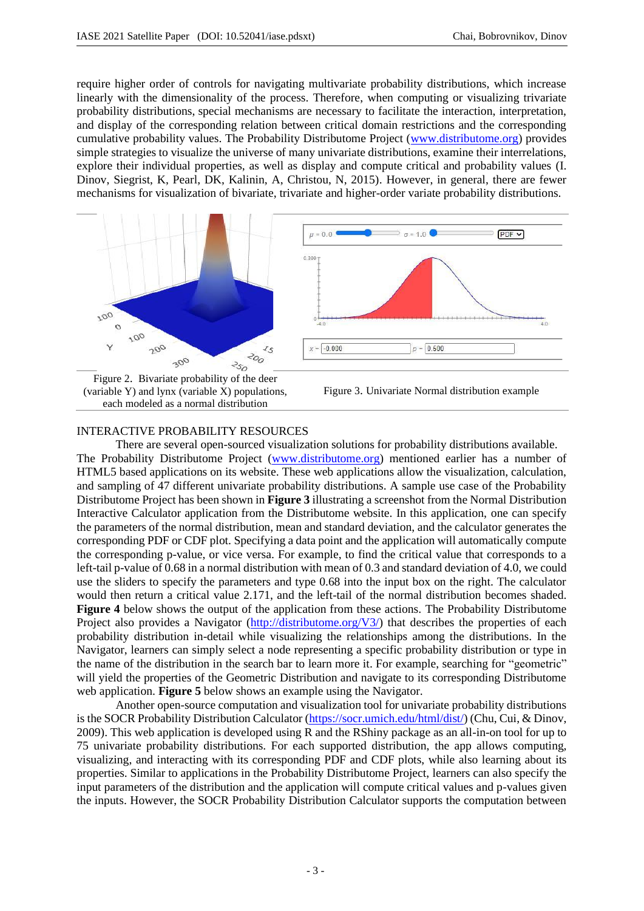require higher order of controls for navigating multivariate probability distributions, which increase linearly with the dimensionality of the process. Therefore, when computing or visualizing trivariate probability distributions, special mechanisms are necessary to facilitate the interaction, interpretation, and display of the corresponding relation between critical domain restrictions and the corresponding cumulative probability values. The Probability Distributome Project (www.distributome.org) provides simple strategies to visualize the universe of many univariate distributions, examine their interrelations, explore their individual properties, as well as display and compute critical and probability values (I. Dinov, Siegrist, K, Pearl, DK, Kalinin, A, Christou, N, 2015). However, in general, there are fewer mechanisms for visualization of bivariate, trivariate and higher-order variate probability distributions.

Figure 2. Bivariate probability of the deer (variable Y) and lynx (variable X) populations, each modeled as a normal distribution

Figure 3. Univariate Normal distribution example

## INTERACTIVE PROBABILITY RESOURCES

There are several open-sourced visualization solutions for probability distributions available. The Probability Distributome Project (www.distributome.org) mentioned earlier has a number of HTML5 based applications on its website. These web applications allow the visualization, calculation, and sampling of 47 different univariate probability distributions. A sample use case of the Probability Distributome Project has been shown in **Figure 3** illustrating a screenshot from the Normal Distribution Interactive Calculator application from the Distributome website. In this application, one can specify the parameters of the normal distribution, mean and standard deviation, and the calculator generates the corresponding PDF or CDF plot. Specifying a data point and the application will automatically compute the corresponding p-value, or vice versa. For example, to find the critical value that corresponds to a left-tail p-value of 0.68 in a normal distribution with mean of 0.3 and standard deviation of 4.0, we could use the sliders to specify the parameters and type 0.68 into the input box on the right. The calculator would then return a critical value 2.171, and the left-tail of the normal distribution becomes shaded. **Figure 4** below shows the output of the application from these actions. The Probability Distributome Project also provides a Navigator (http://distributome.org/V3/) that describes the properties of each probability distribution in-detail while visualizing the relationships among the distributions. In the Navigator, learners can simply select a node representing a specific probability distribution or type in the name of the distribution in the search bar to learn more it. For example, searching for "geometric" will yield the properties of the Geometric Distribution and navigate to its corresponding Distributome web application. **Figure 5** below shows an example using the Navigator.

Another open-source computation and visualization tool for univariate probability distributions is the SOCR Probability Distribution Calculator (https://socr.umich.edu/html/dist/) (Chu, Cui, & Dinov, 2009). This web application is developed using R and the RShiny package as an all-in-on tool for up to 75 univariate probability distributions. For each supported distribution, the app allows computing, visualizing, and interacting with its corresponding PDF and CDF plots, while also learning about its properties. Similar to applications in the Probability Distributome Project, learners can also specify the input parameters of the distribution and the application will compute critical values and p-values given the inputs. However, the SOCR Probability Distribution Calculator supports the computation between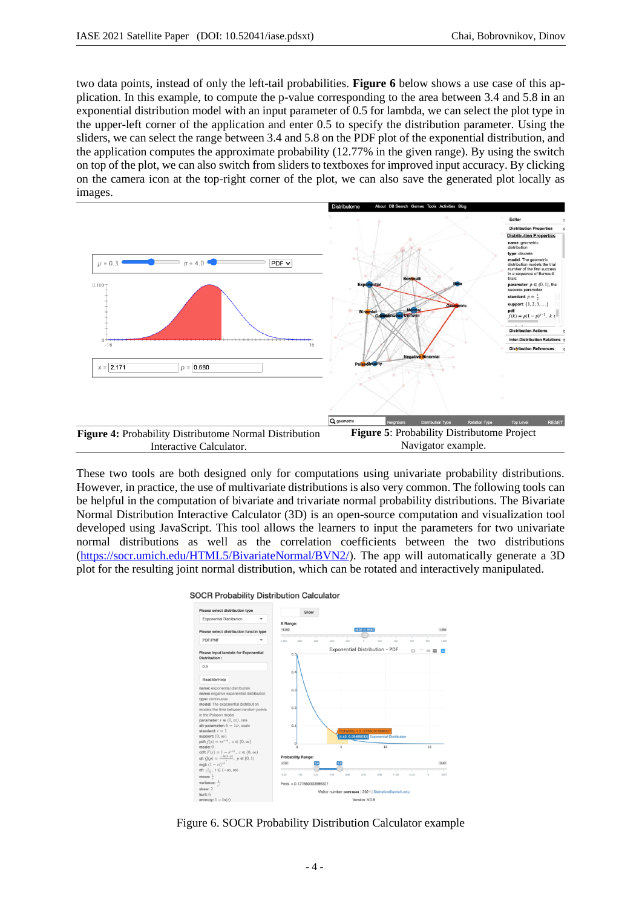two data points, instead of only the left-tail probabilities. **Figure 6** below shows a use case of this application. In this example, to compute the p-value corresponding to the area between 3.4 and 5.8 in an exponential distribution model with an input parameter of 0.5 for lambda, we can select the plot type in the upper-left corner of the application and enter 0.5 to specify the distribution parameter. Using the sliders, we can select the range between 3.4 and 5.8 on the PDF plot of the exponential distribution, and the application computes the approximate probability (12.77% in the given range). By using the switch on top of the plot, we can also switch from sliders to textboxes for improved input accuracy. By clicking on the camera icon at the top-right corner of the plot, we can also save the generated plot locally as images.

**Figure 4:** Probability Distributome Normal Distribution Interactive Calculator.

**Figure 5**: Probability Distributome Project Navigator example.

These two tools are both designed only for computations using univariate probability distributions. However, in practice, the use of multivariate distributions is also very common. The following tools can be helpful in the computation of bivariate and trivariate normal probability distributions. The Bivariate Normal Distribution Interactive Calculator (3D) is an open-source computation and visualization tool developed using JavaScript. This tool allows the learners to input the parameters for two univariate normal distributions as well as the correlation coefficients between the two distributions (https://socr.umich.edu/HTML5/BivariateNormal/BVN2/). The app will automatically generate a 3D plot for the resulting joint normal distribution, which can be rotated and interactively manipulated.

Figure 6. SOCR Probability Distribution Calculator example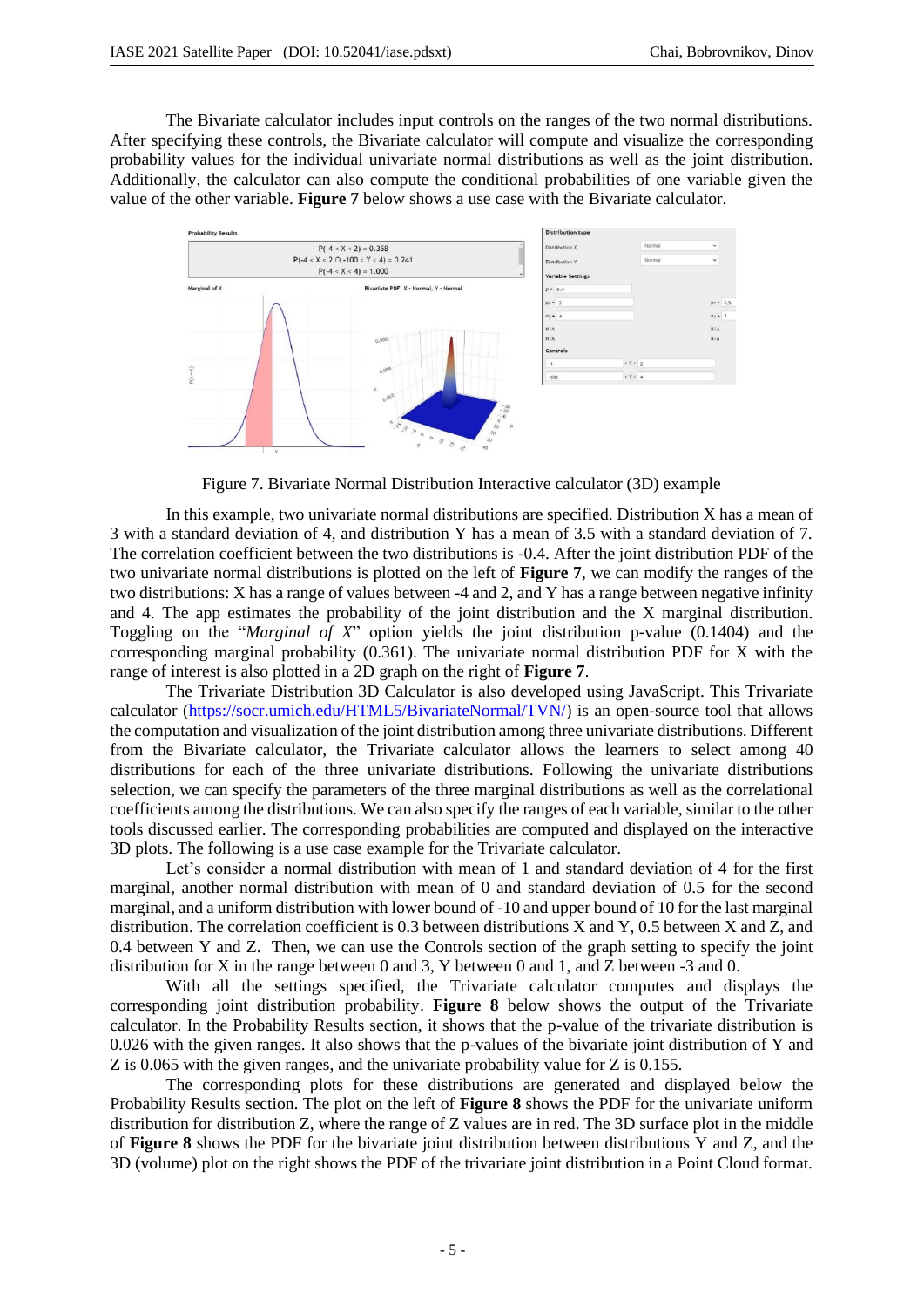The Bivariate calculator includes input controls on the ranges of the two normal distributions. After specifying these controls, the Bivariate calculator will compute and visualize the corresponding probability values for the individual univariate normal distributions as well as the joint distribution. Additionally, the calculator can also compute the conditional probabilities of one variable given the value of the other variable. **Figure 7** below shows a use case with the Bivariate calculator.

Figure 7. Bivariate Normal Distribution Interactive calculator (3D) example

In this example, two univariate normal distributions are specified. Distribution X has a mean of 3 with a standard deviation of 4, and distribution Y has a mean of 3.5 with a standard deviation of 7. The correlation coefficient between the two distributions is -0.4. After the joint distribution PDF of the two univariate normal distributions is plotted on the left of **Figure 7**, we can modify the ranges of the two distributions: X has a range of values between -4 and 2, and Y has a range between negative infinity and 4. The app estimates the probability of the joint distribution and the X marginal distribution. Toggling on the "*Marginal of X*" option yields the joint distribution p-value (0.1404) and the corresponding marginal probability (0.361). The univariate normal distribution PDF for X with the range of interest is also plotted in a 2D graph on the right of **Figure 7**.

The Trivariate Distribution 3D Calculator is also developed using JavaScript. This Trivariate calculator (https://socr.umich.edu/HTML5/BivariateNormal/TVN/) is an open-source tool that allows the computation and visualization of the joint distribution among three univariate distributions. Different from the Bivariate calculator, the Trivariate calculator allows the learners to select among 40 distributions for each of the three univariate distributions. Following the univariate distributions selection, we can specify the parameters of the three marginal distributions as well as the correlational coefficients among the distributions. We can also specify the ranges of each variable, similar to the other tools discussed earlier. The corresponding probabilities are computed and displayed on the interactive 3D plots. The following is a use case example for the Trivariate calculator.

Let's consider a normal distribution with mean of 1 and standard deviation of 4 for the first marginal, another normal distribution with mean of 0 and standard deviation of 0.5 for the second marginal, and a uniform distribution with lower bound of -10 and upper bound of 10 for the last marginal distribution. The correlation coefficient is 0.3 between distributions X and Y, 0.5 between X and Z, and 0.4 between Y and Z. Then, we can use the Controls section of the graph setting to specify the joint distribution for X in the range between 0 and 3, Y between 0 and 1, and Z between -3 and 0.

With all the settings specified, the Trivariate calculator computes and displays the corresponding joint distribution probability. **Figure 8** below shows the output of the Trivariate calculator. In the Probability Results section, it shows that the p-value of the trivariate distribution is 0.026 with the given ranges. It also shows that the p-values of the bivariate joint distribution of Y and Z is 0.065 with the given ranges, and the univariate probability value for Z is 0.155.

The corresponding plots for these distributions are generated and displayed below the Probability Results section. The plot on the left of **Figure 8** shows the PDF for the univariate uniform distribution for distribution Z, where the range of Z values are in red. The 3D surface plot in the middle of **Figure 8** shows the PDF for the bivariate joint distribution between distributions Y and Z, and the 3D (volume) plot on the right shows the PDF of the trivariate joint distribution in a Point Cloud format.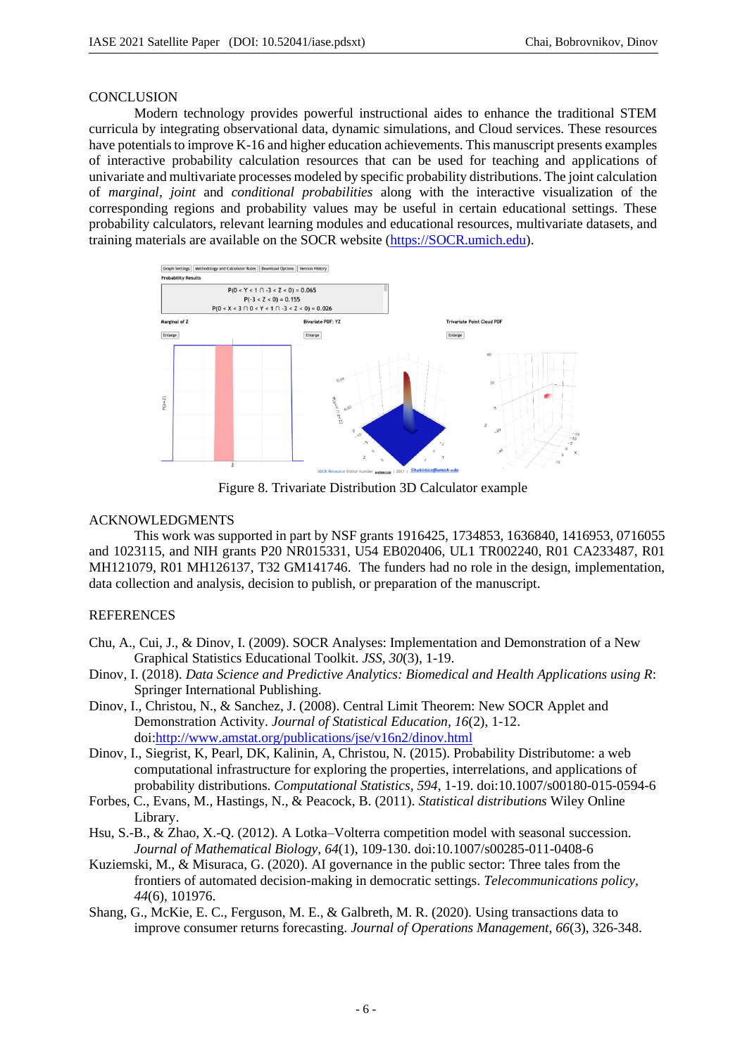## CONCLUSION

Modern technology provides powerful instructional aides to enhance the traditional STEM curricula by integrating observational data, dynamic simulations, and Cloud services. These resources have potentials to improve K-16 and higher education achievements. This manuscript presents examples of interactive probability calculation resources that can be used for teaching and applications of univariate and multivariate processes modeled by specific probability distributions. The joint calculation of *marginal*, *joint* and *conditional probabilities* along with the interactive visualization of the corresponding regions and probability values may be useful in certain educational settings. These probability calculators, relevant learning modules and educational resources, multivariate datasets, and training materials are available on the SOCR website (https://SOCR.umich.edu).

Figure 8. Trivariate Distribution 3D Calculator example

## ACKNOWLEDGMENTS

This work was supported in part by NSF grants 1916425, 1734853, 1636840, 1416953, 0716055 and 1023115, and NIH grants P20 NR015331, U54 EB020406, UL1 TR002240, R01 CA233487, R01 MH121079, R01 MH126137, T32 GM141746. The funders had no role in the design, implementation, data collection and analysis, decision to publish, or preparation of the manuscript.

## REFERENCES

Chu, A., Cui, J., & Dinov, I. (2009). SOCR Analyses: Implementation and Demonstration of a New Graphical Statistics Educational Toolkit. *JSS*, *30*(3), 1-19.

Dinov, I. (2018). *Data Science and Predictive Analytics: Biomedical and Health Applications using R*: Springer International Publishing.

Dinov, I., Christou, N., & Sanchez, J. (2008). Central Limit Theorem: New SOCR Applet and Demonstration Activity. *Journal of Statistical Education*, *16*(2), 1-12. doi:http://www.amstat.org/publications/jse/v16n2/dinov.html

Dinov, I., Siegrist, K, Pearl, DK, Kalinin, A, Christou, N. (2015). Probability Distributome: a web computational infrastructure for exploring the properties, interrelations, and applications of probability distributions. *Computational Statistics*, *594*, 1-19. doi:10.1007/s00180-015-0594-6

Forbes, C., Evans, M., Hastings, N., & Peacock, B. (2011). *Statistical distributions* Wiley Online Library.

Hsu, S.-B., & Zhao, X.-Q. (2012). A Lotka–Volterra competition model with seasonal succession. *Journal of Mathematical Biology*, *64*(1), 109-130. doi:10.1007/s00285-011-0408-6

Kuziemski, M., & Misuraca, G. (2020). AI governance in the public sector: Three tales from the frontiers of automated decision-making in democratic settings. *Telecommunications policy*, *44*(6), 101976.

Shang, G., McKie, E. C., Ferguson, M. E., & Galbreth, M. R. (2020). Using transactions data to improve consumer returns forecasting. *Journal of Operations Management*, *66*(3), 326-348.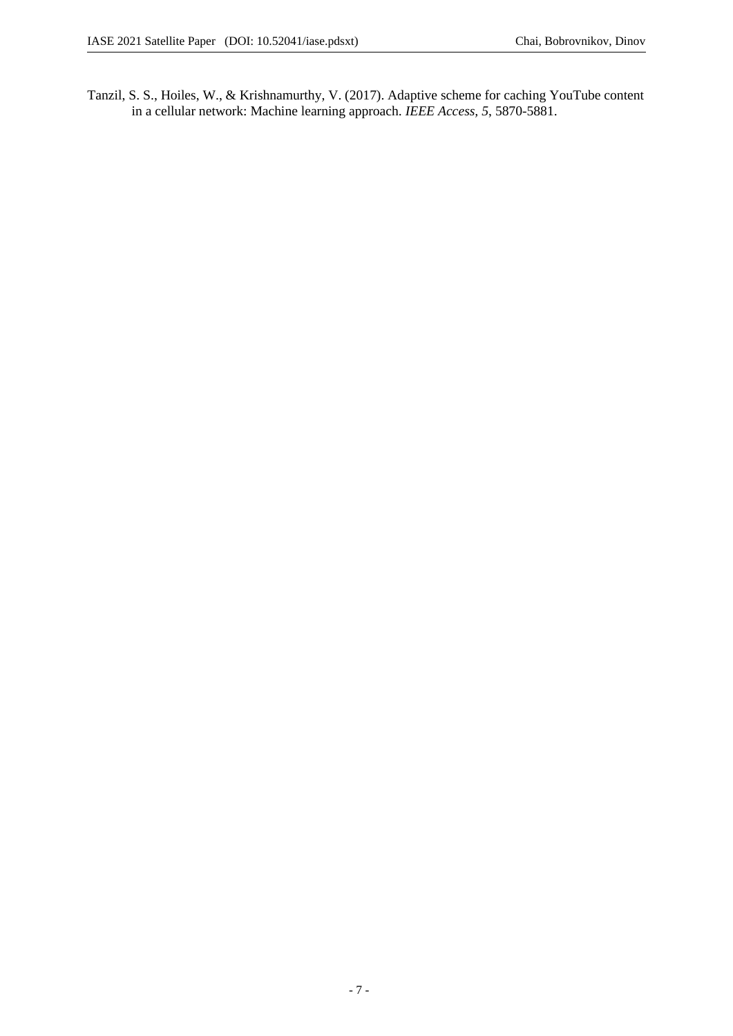Tanzil, S. S., Hoiles, W., & Krishnamurthy, V. (2017). Adaptive scheme for caching YouTube content in a cellular network: Machine learning approach. *IEEE Access*, *5*, 5870-5881.